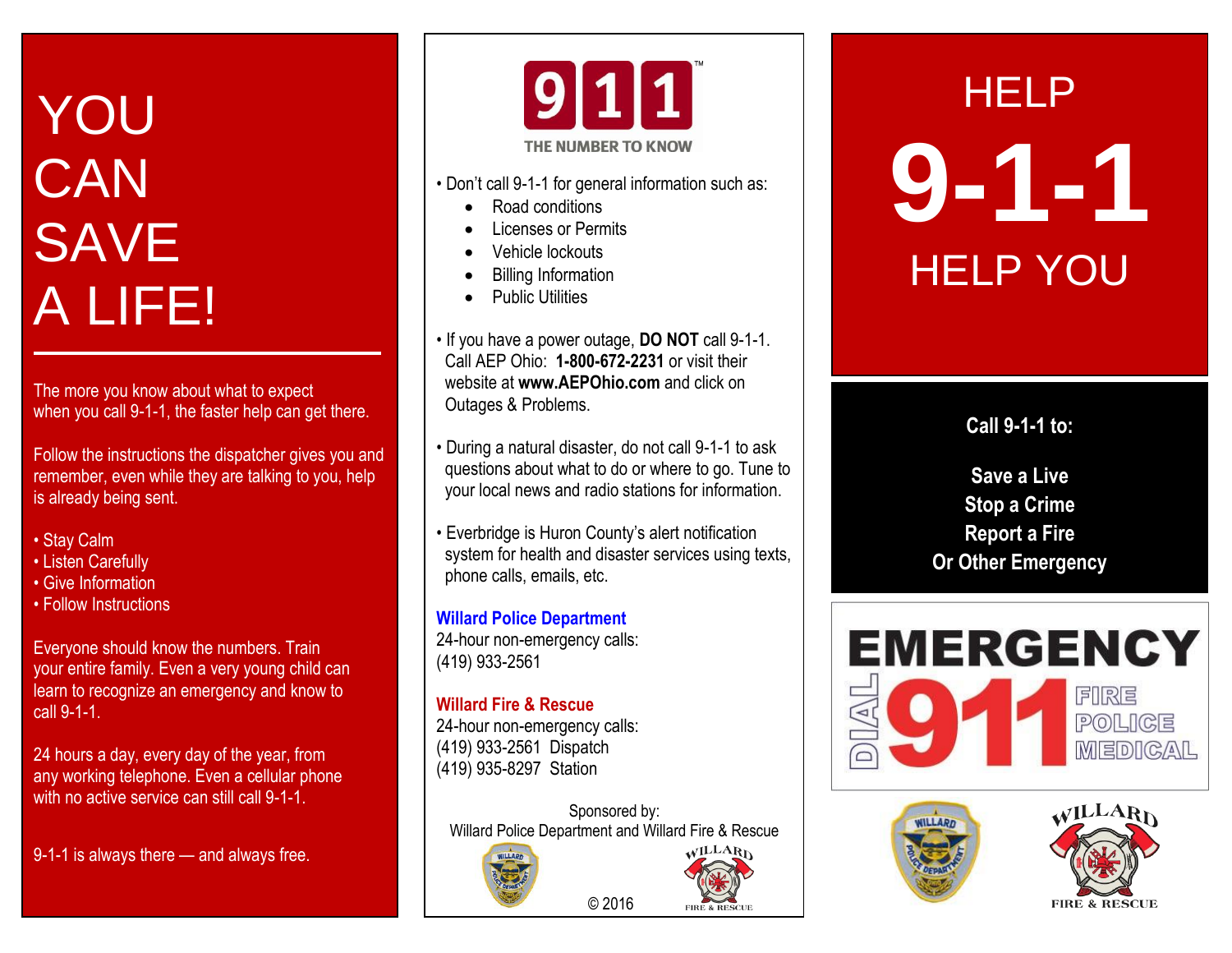# YOU CAN SAVE A LIFE!

The more you know about what to expect when you call 9-1-1, the faster help can get there.

Follow the instructions the dispatcher gives you and remember, even while they are talking to you, help is already being sent.

- Stay Calm
- Listen Carefully
- Give Information
- Follow Instructions

Everyone should know the numbers. Train your entire family. Even a very young child can learn to recognize an emergency and know to call 9-1-1.

24 hours a day, every day of the year, from any working telephone. Even a cellular phone with no active service can still call 9-1-1.

9-1-1 is always there — and always free.

## 911™ THE NUMBER TO KNOW

- Don't call 9-1-1 for general information such as:
  - Road conditions
  - Licenses or Permits
  - Vehicle lockouts
  - Billing Information
  - Public Utilities
- If you have a power outage, **DO NOT** call 9-1-1. Call AEP Ohio: **1-800-672-2231** or visit their website at **www.AEPOhio.com** and click on Outages & Problems.
- During a natural disaster, do not call 9-1-1 to ask questions about what to do or where to go. Tune to your local news and radio stations for information.
- Everbridge is Huron County's alert notification system for health and disaster services using texts, phone calls, emails, etc.

**Willard Police Department**
24-hour non-emergency calls:
(419) 933-2561

**Willard Fire & Rescue**
24-hour non-emergency calls:
(419) 933-2561 Dispatch
(419) 935-8297 Station

Sponsored by:
Willard Police Department and Willard Fire & Rescue

© 2016

# HELP 9-1-1 HELP YOU

**Call 9-1-1 to:**

**Save a Live**
**Stop a Crime**
**Report a Fire**
**Or Other Emergency**

EMERGENCY
DIAL 911
FIRE
POLICE
MEDICAL

WILLARD FIRE & RESCUE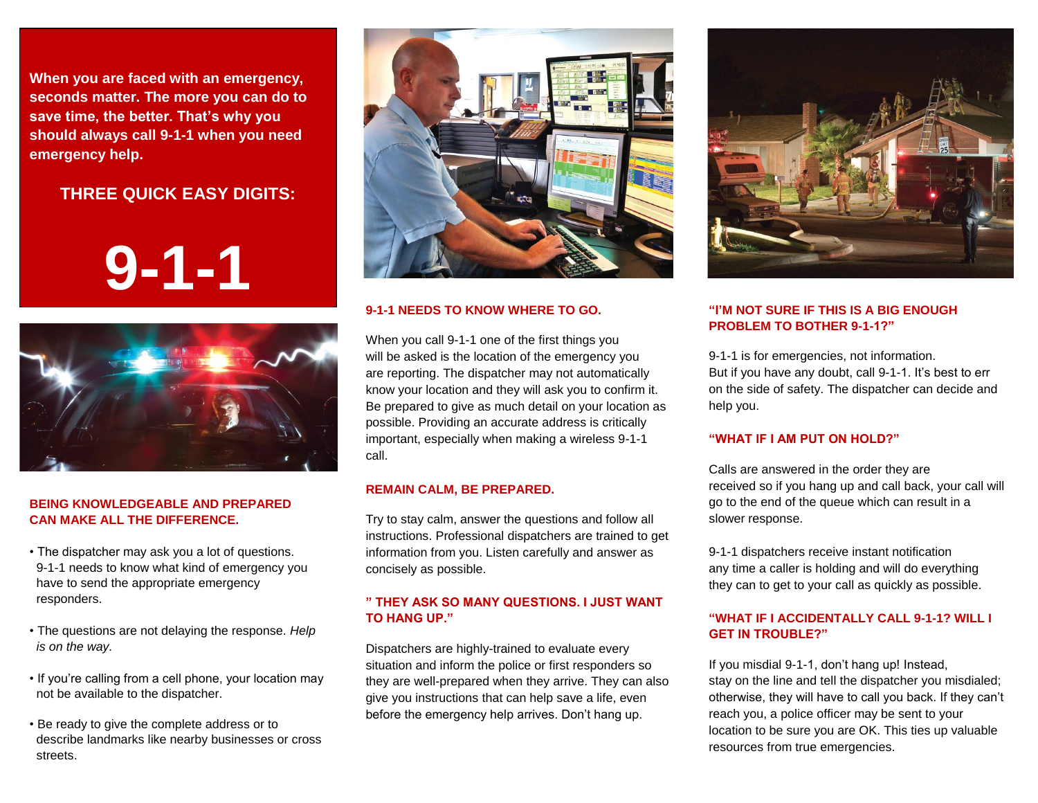When you are faced with an emergency, seconds matter. The more you can do to save time, the better. That's why you should always call 9-1-1 when you need emergency help.

## THREE QUICK EASY DIGITS:

# 9-1-1

### BEING KNOWLEDGEABLE AND PREPARED CAN MAKE ALL THE DIFFERENCE.

- The dispatcher may ask you a lot of questions. 9-1-1 needs to know what kind of emergency you have to send the appropriate emergency responders.
- The questions are not delaying the response. *Help is on the way.*
- If you're calling from a cell phone, your location may not be available to the dispatcher.
- Be ready to give the complete address or to describe landmarks like nearby businesses or cross streets.

### 9-1-1 NEEDS TO KNOW WHERE TO GO.

When you call 9-1-1 one of the first things you will be asked is the location of the emergency you are reporting. The dispatcher may not automatically know your location and they will ask you to confirm it. Be prepared to give as much detail on your location as possible. Providing an accurate address is critically important, especially when making a wireless 9-1-1 call.

### REMAIN CALM, BE PREPARED.

Try to stay calm, answer the questions and follow all instructions. Professional dispatchers are trained to get information from you. Listen carefully and answer as concisely as possible.

### " THEY ASK SO MANY QUESTIONS. I JUST WANT TO HANG UP."

Dispatchers are highly-trained to evaluate every situation and inform the police or first responders so they are well-prepared when they arrive. They can also give you instructions that can help save a life, even before the emergency help arrives. Don't hang up.

### "I'M NOT SURE IF THIS IS A BIG ENOUGH PROBLEM TO BOTHER 9-1-1?"

9-1-1 is for emergencies, not information. But if you have any doubt, call 9-1-1. It's best to err on the side of safety. The dispatcher can decide and help you.

### "WHAT IF I AM PUT ON HOLD?"

Calls are answered in the order they are received so if you hang up and call back, your call will go to the end of the queue which can result in a slower response.

9-1-1 dispatchers receive instant notification any time a caller is holding and will do everything they can to get to your call as quickly as possible.

### "WHAT IF I ACCIDENTALLY CALL 9-1-1? WILL I GET IN TROUBLE?"

If you misdial 9-1-1, don't hang up! Instead, stay on the line and tell the dispatcher you misdialed; otherwise, they will have to call you back. If they can't reach you, a police officer may be sent to your location to be sure you are OK. This ties up valuable resources from true emergencies.